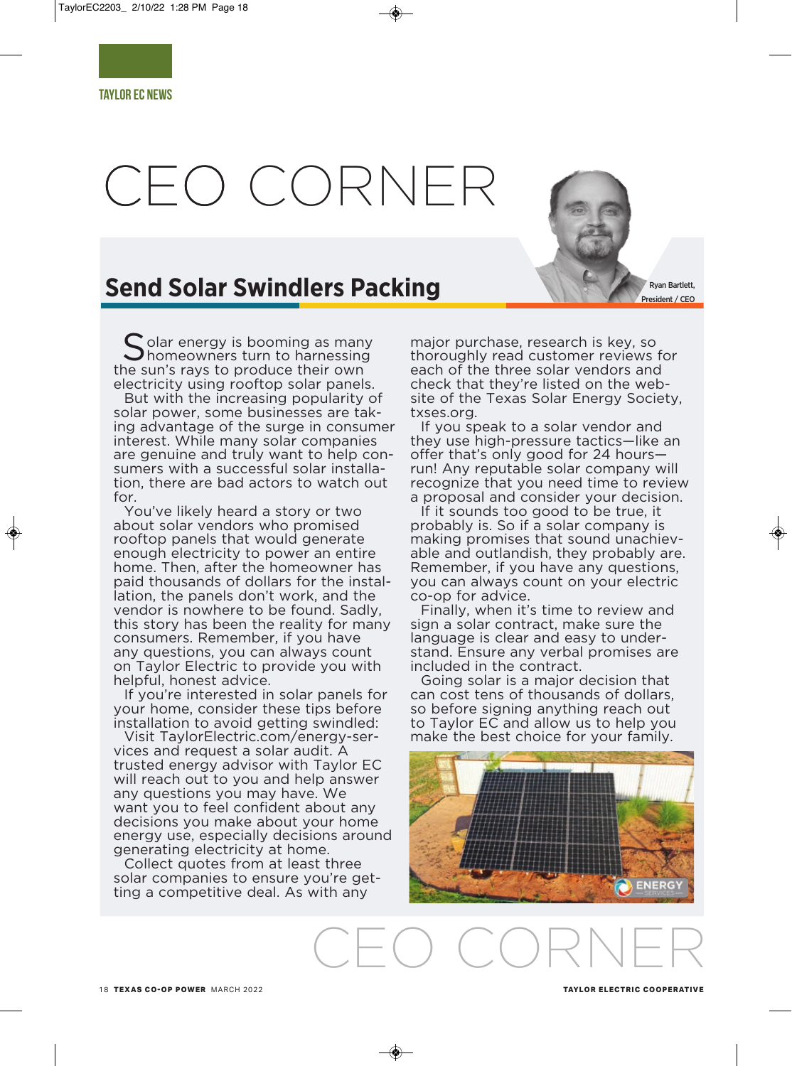TAYLOR EC NEWS

# CEO CORNER

## Send Solar Swindlers Packing

Ryan Bartlett, President / CEO

Solar energy is booming as many homeowners turn to harnessing the sun's rays to produce their own electricity using rooftop solar panels.

But with the increasing popularity of solar power, some businesses are taking advantage of the surge in consumer interest. While many solar companies are genuine and truly want to help consumers with a successful solar installation, there are bad actors to watch out for.

You've likely heard a story or two about solar vendors who promised rooftop panels that would generate enough electricity to power an entire home. Then, after the homeowner has paid thousands of dollars for the installation, the panels don't work, and the vendor is nowhere to be found. Sadly, this story has been the reality for many consumers. Remember, if you have any questions, you can always count on Taylor Electric to provide you with helpful, honest advice.

If you're interested in solar panels for your home, consider these tips before installation to avoid getting swindled:

Visit TaylorElectric.com/energy-services and request a solar audit. A trusted energy advisor with Taylor EC will reach out to you and help answer any questions you may have. We want you to feel confident about any decisions you make about your home energy use, especially decisions around generating electricity at home.

Collect quotes from at least three solar companies to ensure you're getting a competitive deal. As with any major purchase, research is key, so thoroughly read customer reviews for each of the three solar vendors and check that they're listed on the website of the Texas Solar Energy Society, txses.org.

If you speak to a solar vendor and they use high-pressure tactics—like an offer that's only good for 24 hours—run! Any reputable solar company will recognize that you need time to review a proposal and consider your decision.

If it sounds too good to be true, it probably is. So if a solar company is making promises that sound unachievable and outlandish, they probably are. Remember, if you have any questions, you can always count on your electric co-op for advice.

Finally, when it's time to review and sign a solar contract, make sure the language is clear and easy to understand. Ensure any verbal promises are included in the contract.

Going solar is a major decision that can cost tens of thousands of dollars, so before signing anything reach out to Taylor EC and allow us to help you make the best choice for your family.

CEO CORNER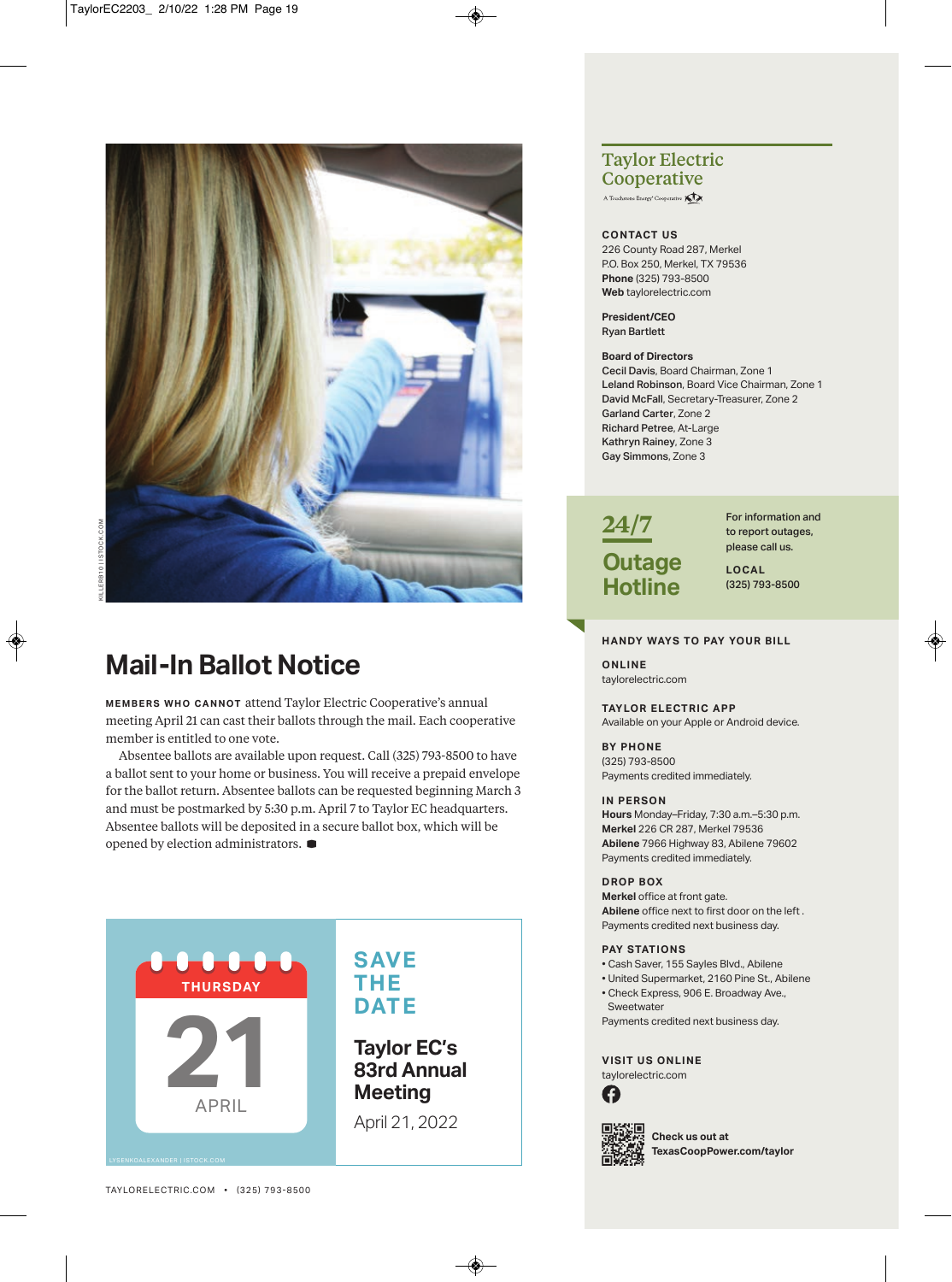## Mail-In Ballot Notice

**MEMBERS WHO CANNOT** attend Taylor Electric Cooperative's annual meeting April 21 can cast their ballots through the mail. Each cooperative member is entitled to one vote.

Absentee ballots are available upon request. Call (325) 793-8500 to have a ballot sent to your home or business. You will receive a prepaid envelope for the ballot return. Absentee ballots can be requested beginning March 3 and must be postmarked by 5:30 p.m. April 7 to Taylor EC headquarters. Absentee ballots will be deposited in a secure ballot box, which will be opened by election administrators.

THURSDAY 21 APRIL

**SAVE THE DATE**

**Taylor EC's 83rd Annual Meeting**

April 21, 2022

## Taylor Electric Cooperative

A Touchstone Energy® Cooperative

**CONTACT US**

226 County Road 287, Merkel
P.O. Box 250, Merkel, TX 79536
**Phone** (325) 793-8500
**Web** taylorelectric.com

**President/CEO**
Ryan Bartlett

**Board of Directors**
**Cecil Davis**, Board Chairman, Zone 1
**Leland Robinson**, Board Vice Chairman, Zone 1
**David McFall**, Secretary-Treasurer, Zone 2
**Garland Carter**, Zone 2
**Richard Petree**, At-Large
**Kathryn Rainey**, Zone 3
**Gay Simmons**, Zone 3

**24/7 Outage Hotline**

For information and to report outages, please call us.

**LOCAL**
(325) 793-8500

**HANDY WAYS TO PAY YOUR BILL**

**ONLINE**
taylorelectric.com

**TAYLOR ELECTRIC APP**
Available on your Apple or Android device.

**BY PHONE**
(325) 793-8500
Payments credited immediately.

**IN PERSON**
**Hours** Monday–Friday, 7:30 a.m.–5:30 p.m.
**Merkel** 226 CR 287, Merkel 79536
**Abilene** 7966 Highway 83, Abilene 79602
Payments credited immediately.

**DROP BOX**
**Merkel** office at front gate.
**Abilene** office next to first door on the left .
Payments credited next business day.

**PAY STATIONS**
- Cash Saver, 155 Sayles Blvd., Abilene
- United Supermarket, 2160 Pine St., Abilene
- Check Express, 906 E. Broadway Ave., Sweetwater

Payments credited next business day.

**VISIT US ONLINE**
taylorelectric.com

**Check us out at TexasCoopPower.com/taylor**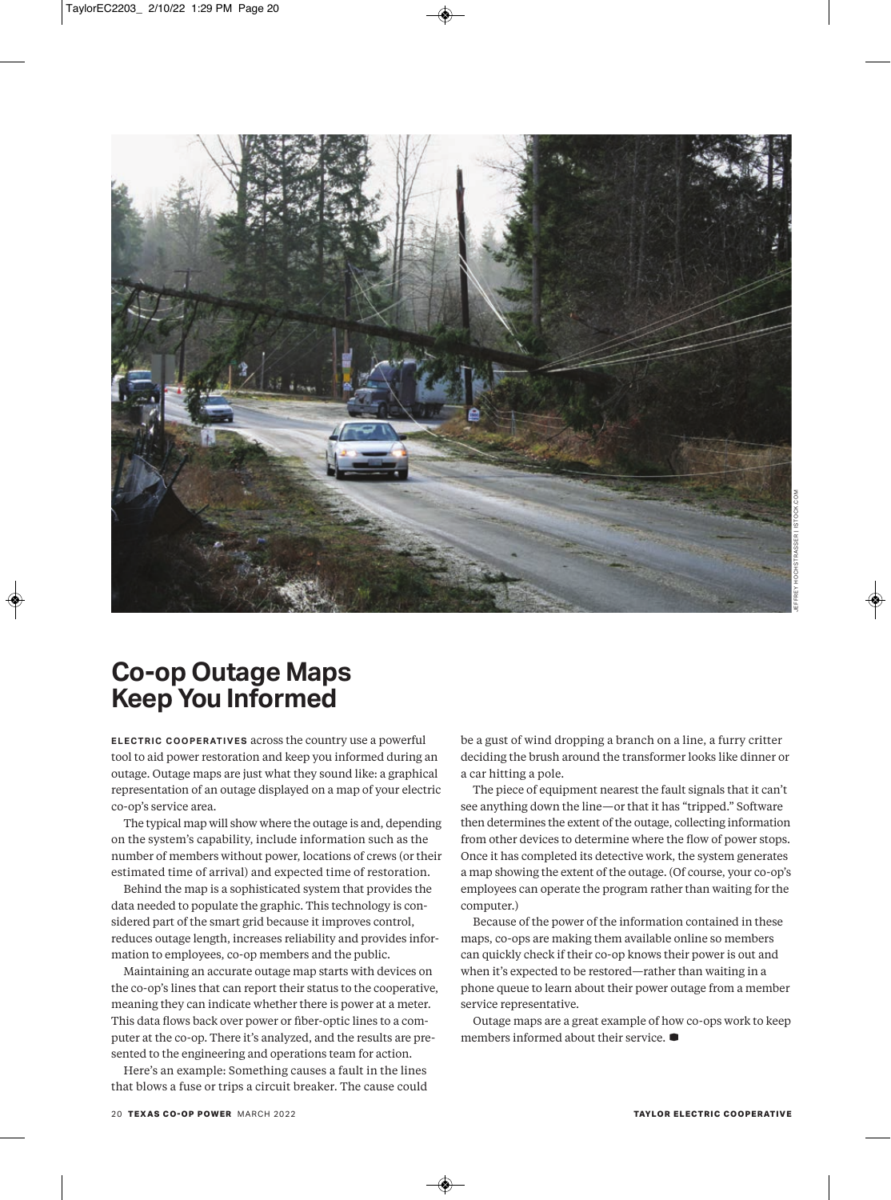# Co-op Outage Maps Keep You Informed

**ELECTRIC COOPERATIVES** across the country use a powerful tool to aid power restoration and keep you informed during an outage. Outage maps are just what they sound like: a graphical representation of an outage displayed on a map of your electric co-op's service area.

The typical map will show where the outage is and, depending on the system's capability, include information such as the number of members without power, locations of crews (or their estimated time of arrival) and expected time of restoration.

Behind the map is a sophisticated system that provides the data needed to populate the graphic. This technology is considered part of the smart grid because it improves control, reduces outage length, increases reliability and provides information to employees, co-op members and the public.

Maintaining an accurate outage map starts with devices on the co-op's lines that can report their status to the cooperative, meaning they can indicate whether there is power at a meter. This data flows back over power or fiber-optic lines to a computer at the co-op. There it's analyzed, and the results are presented to the engineering and operations team for action.

Here's an example: Something causes a fault in the lines that blows a fuse or trips a circuit breaker. The cause could be a gust of wind dropping a branch on a line, a furry critter deciding the brush around the transformer looks like dinner or a car hitting a pole.

The piece of equipment nearest the fault signals that it can't see anything down the line—or that it has "tripped." Software then determines the extent of the outage, collecting information from other devices to determine where the flow of power stops. Once it has completed its detective work, the system generates a map showing the extent of the outage. (Of course, your co-op's employees can operate the program rather than waiting for the computer.)

Because of the power of the information contained in these maps, co-ops are making them available online so members can quickly check if their co-op knows their power is out and when it's expected to be restored—rather than waiting in a phone queue to learn about their power outage from a member service representative.

Outage maps are a great example of how co-ops work to keep members informed about their service.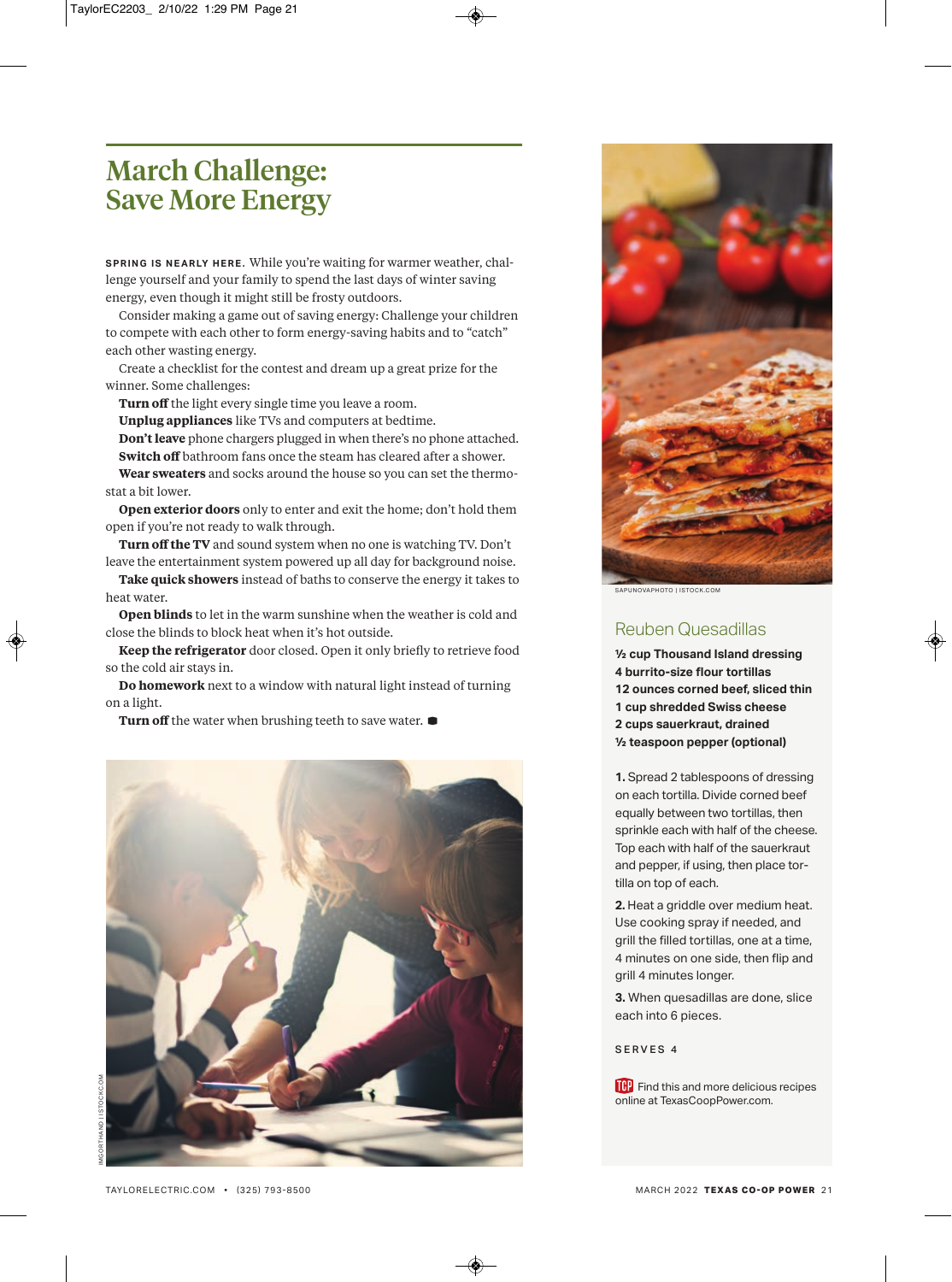## March Challenge: Save More Energy

**SPRING IS NEARLY HERE.** While you're waiting for warmer weather, challenge yourself and your family to spend the last days of winter saving energy, even though it might still be frosty outdoors.

Consider making a game out of saving energy: Challenge your children to compete with each other to form energy-saving habits and to "catch" each other wasting energy.

Create a checklist for the contest and dream up a great prize for the winner. Some challenges:

**Turn off** the light every single time you leave a room.

**Unplug appliances** like TVs and computers at bedtime.

**Don't leave** phone chargers plugged in when there's no phone attached.

**Switch off** bathroom fans once the steam has cleared after a shower.

**Wear sweaters** and socks around the house so you can set the thermostat a bit lower.

**Open exterior doors** only to enter and exit the home; don't hold them open if you're not ready to walk through.

**Turn off the TV** and sound system when no one is watching TV. Don't leave the entertainment system powered up all day for background noise.

**Take quick showers** instead of baths to conserve the energy it takes to heat water.

**Open blinds** to let in the warm sunshine when the weather is cold and close the blinds to block heat when it's hot outside.

**Keep the refrigerator** door closed. Open it only briefly to retrieve food so the cold air stays in.

**Do homework** next to a window with natural light instead of turning on a light.

**Turn off** the water when brushing teeth to save water.

IMGORTHAND | ISTOCK.COM

SAPUNOVAPHOTO | ISTOCK.COM

## Reuben Quesadillas

**½ cup Thousand Island dressing**
**4 burrito-size flour tortillas**
**12 ounces corned beef, sliced thin**
**1 cup shredded Swiss cheese**
**2 cups sauerkraut, drained**
**½ teaspoon pepper (optional)**

**1.** Spread 2 tablespoons of dressing on each tortilla. Divide corned beef equally between two tortillas, then sprinkle each with half of the cheese. Top each with half of the sauerkraut and pepper, if using, then place tortilla on top of each.

**2.** Heat a griddle over medium heat. Use cooking spray if needed, and grill the filled tortillas, one at a time, 4 minutes on one side, then flip and grill 4 minutes longer.

**3.** When quesadillas are done, slice each into 6 pieces.

SERVES 4

TCP Find this and more delicious recipes online at TexasCoopPower.com.